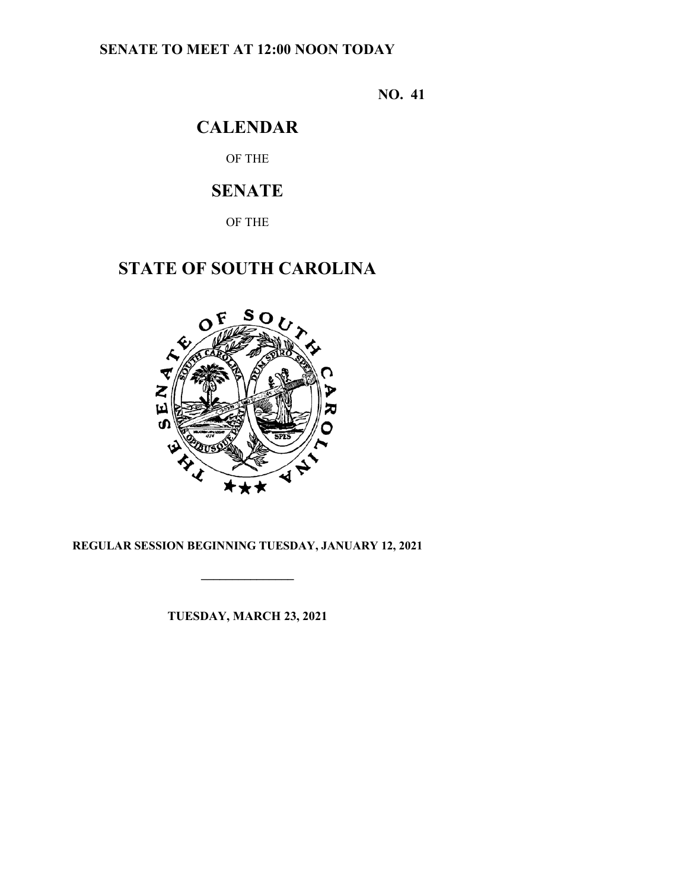**SENATE TO MEET AT 12:00 NOON TODAY**

**NO. 41**

# CALENDAR

OF THE

# SENATE

OF THE

# STATE OF SOUTH CAROLINA

**REGULAR SESSION BEGINNING TUESDAY, JANUARY 12, 2021**

---

**TUESDAY, MARCH 23, 2021**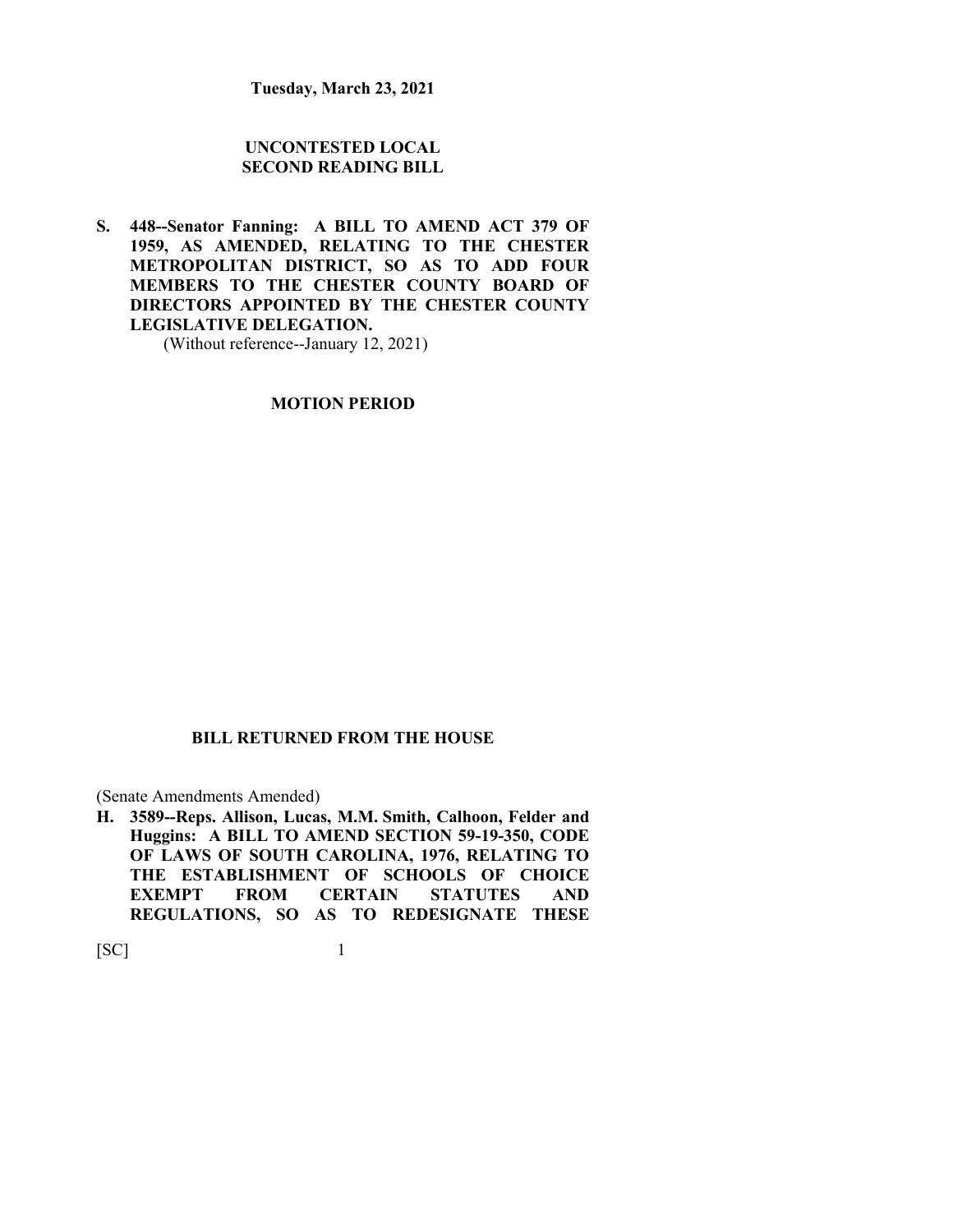**Tuesday, March 23, 2021**

## UNCONTESTED LOCAL SECOND READING BILL

**S. 448--Senator Fanning: A BILL TO AMEND ACT 379 OF 1959, AS AMENDED, RELATING TO THE CHESTER METROPOLITAN DISTRICT, SO AS TO ADD FOUR MEMBERS TO THE CHESTER COUNTY BOARD OF DIRECTORS APPOINTED BY THE CHESTER COUNTY LEGISLATIVE DELEGATION.**

(Without reference--January 12, 2021)

## MOTION PERIOD

## BILL RETURNED FROM THE HOUSE

(Senate Amendments Amended)

**H. 3589--Reps. Allison, Lucas, M.M. Smith, Calhoon, Felder and Huggins: A BILL TO AMEND SECTION 59-19-350, CODE OF LAWS OF SOUTH CAROLINA, 1976, RELATING TO THE ESTABLISHMENT OF SCHOOLS OF CHOICE EXEMPT FROM CERTAIN STATUTES AND REGULATIONS, SO AS TO REDESIGNATE THESE**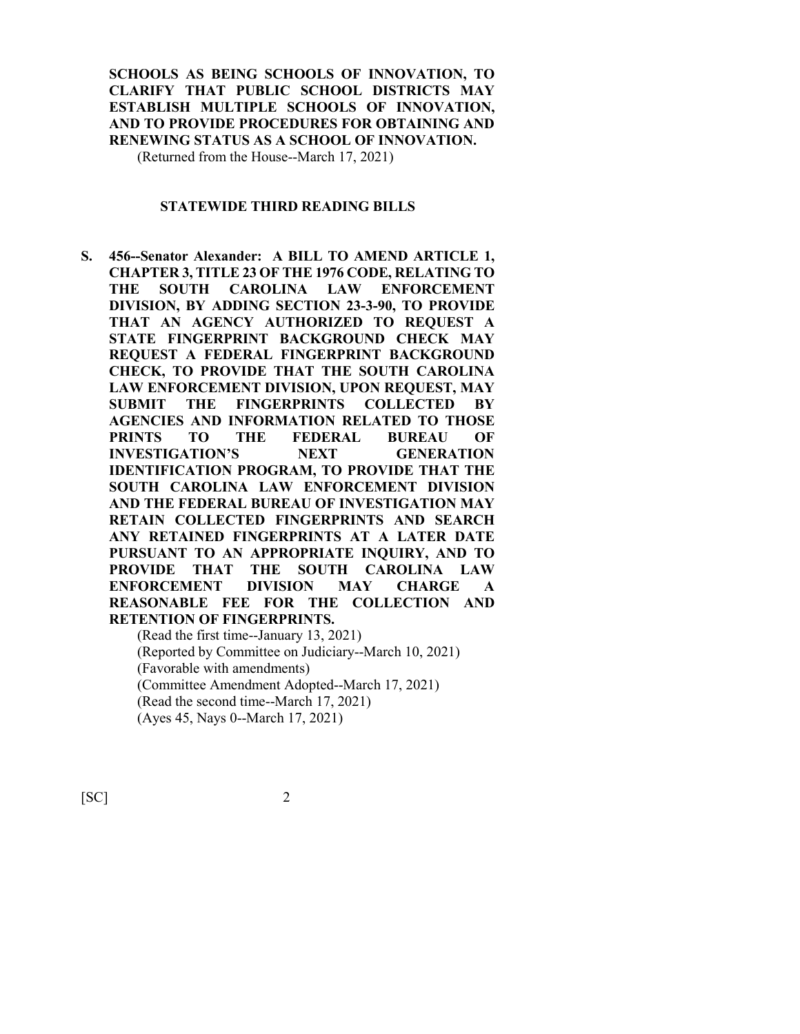**SCHOOLS AS BEING SCHOOLS OF INNOVATION, TO CLARIFY THAT PUBLIC SCHOOL DISTRICTS MAY ESTABLISH MULTIPLE SCHOOLS OF INNOVATION, AND TO PROVIDE PROCEDURES FOR OBTAINING AND RENEWING STATUS AS A SCHOOL OF INNOVATION.**

(Returned from the House--March 17, 2021)

## STATEWIDE THIRD READING BILLS

**S. 456--Senator Alexander: A BILL TO AMEND ARTICLE 1, CHAPTER 3, TITLE 23 OF THE 1976 CODE, RELATING TO THE SOUTH CAROLINA LAW ENFORCEMENT DIVISION, BY ADDING SECTION 23-3-90, TO PROVIDE THAT AN AGENCY AUTHORIZED TO REQUEST A STATE FINGERPRINT BACKGROUND CHECK MAY REQUEST A FEDERAL FINGERPRINT BACKGROUND CHECK, TO PROVIDE THAT THE SOUTH CAROLINA LAW ENFORCEMENT DIVISION, UPON REQUEST, MAY SUBMIT THE FINGERPRINTS COLLECTED BY AGENCIES AND INFORMATION RELATED TO THOSE PRINTS TO THE FEDERAL BUREAU OF INVESTIGATION'S NEXT GENERATION IDENTIFICATION PROGRAM, TO PROVIDE THAT THE SOUTH CAROLINA LAW ENFORCEMENT DIVISION AND THE FEDERAL BUREAU OF INVESTIGATION MAY RETAIN COLLECTED FINGERPRINTS AND SEARCH ANY RETAINED FINGERPRINTS AT A LATER DATE PURSUANT TO AN APPROPRIATE INQUIRY, AND TO PROVIDE THAT THE SOUTH CAROLINA LAW ENFORCEMENT DIVISION MAY CHARGE A REASONABLE FEE FOR THE COLLECTION AND RETENTION OF FINGERPRINTS.**

(Read the first time--January 13, 2021)
(Reported by Committee on Judiciary--March 10, 2021)
(Favorable with amendments)
(Committee Amendment Adopted--March 17, 2021)
(Read the second time--March 17, 2021)
(Ayes 45, Nays 0--March 17, 2021)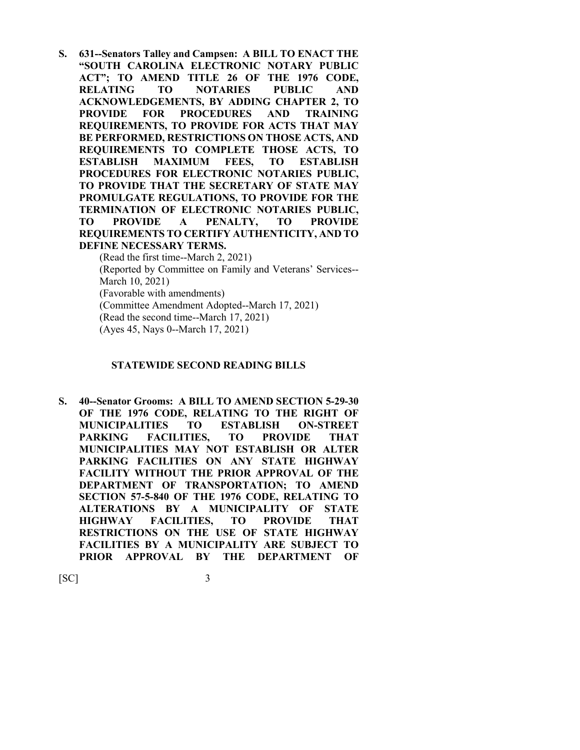**S. 631--Senators Talley and Campsen: A BILL TO ENACT THE "SOUTH CAROLINA ELECTRONIC NOTARY PUBLIC ACT"; TO AMEND TITLE 26 OF THE 1976 CODE, RELATING TO NOTARIES PUBLIC AND ACKNOWLEDGEMENTS, BY ADDING CHAPTER 2, TO PROVIDE FOR PROCEDURES AND TRAINING REQUIREMENTS, TO PROVIDE FOR ACTS THAT MAY BE PERFORMED, RESTRICTIONS ON THOSE ACTS, AND REQUIREMENTS TO COMPLETE THOSE ACTS, TO ESTABLISH MAXIMUM FEES, TO ESTABLISH PROCEDURES FOR ELECTRONIC NOTARIES PUBLIC, TO PROVIDE THAT THE SECRETARY OF STATE MAY PROMULGATE REGULATIONS, TO PROVIDE FOR THE TERMINATION OF ELECTRONIC NOTARIES PUBLIC, TO PROVIDE A PENALTY, TO PROVIDE REQUIREMENTS TO CERTIFY AUTHENTICITY, AND TO DEFINE NECESSARY TERMS.**

(Read the first time--March 2, 2021)
(Reported by Committee on Family and Veterans' Services--March 10, 2021)
(Favorable with amendments)
(Committee Amendment Adopted--March 17, 2021)
(Read the second time--March 17, 2021)
(Ayes 45, Nays 0--March 17, 2021)

## STATEWIDE SECOND READING BILLS

**S. 40--Senator Grooms: A BILL TO AMEND SECTION 5-29-30 OF THE 1976 CODE, RELATING TO THE RIGHT OF MUNICIPALITIES TO ESTABLISH ON-STREET PARKING FACILITIES, TO PROVIDE THAT MUNICIPALITIES MAY NOT ESTABLISH OR ALTER PARKING FACILITIES ON ANY STATE HIGHWAY FACILITY WITHOUT THE PRIOR APPROVAL OF THE DEPARTMENT OF TRANSPORTATION; TO AMEND SECTION 57-5-840 OF THE 1976 CODE, RELATING TO ALTERATIONS BY A MUNICIPALITY OF STATE HIGHWAY FACILITIES, TO PROVIDE THAT RESTRICTIONS ON THE USE OF STATE HIGHWAY FACILITIES BY A MUNICIPALITY ARE SUBJECT TO PRIOR APPROVAL BY THE DEPARTMENT OF**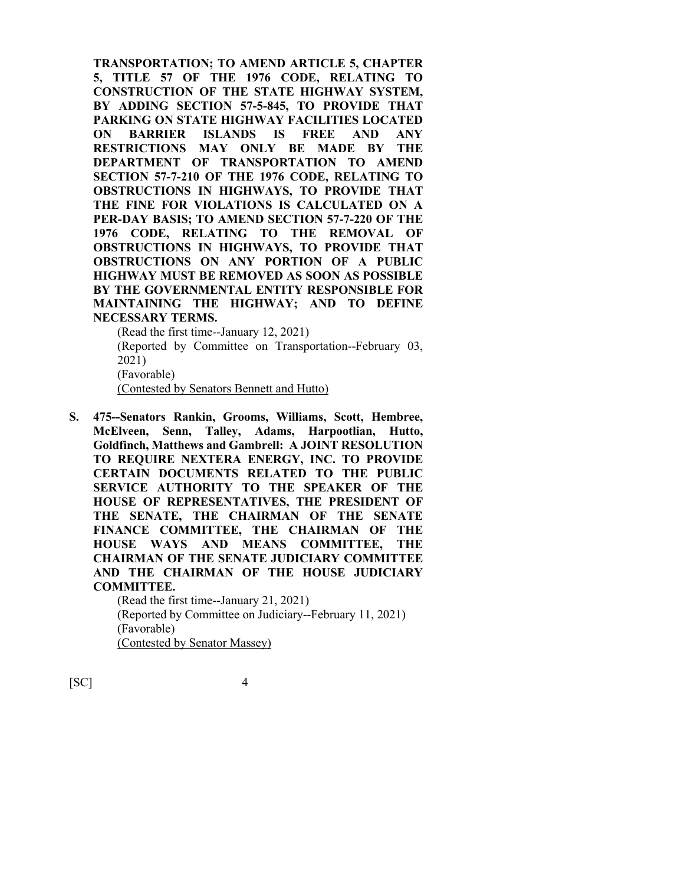**TRANSPORTATION; TO AMEND ARTICLE 5, CHAPTER 5, TITLE 57 OF THE 1976 CODE, RELATING TO CONSTRUCTION OF THE STATE HIGHWAY SYSTEM, BY ADDING SECTION 57-5-845, TO PROVIDE THAT PARKING ON STATE HIGHWAY FACILITIES LOCATED ON BARRIER ISLANDS IS FREE AND ANY RESTRICTIONS MAY ONLY BE MADE BY THE DEPARTMENT OF TRANSPORTATION TO AMEND SECTION 57-7-210 OF THE 1976 CODE, RELATING TO OBSTRUCTIONS IN HIGHWAYS, TO PROVIDE THAT THE FINE FOR VIOLATIONS IS CALCULATED ON A PER-DAY BASIS; TO AMEND SECTION 57-7-220 OF THE 1976 CODE, RELATING TO THE REMOVAL OF OBSTRUCTIONS IN HIGHWAYS, TO PROVIDE THAT OBSTRUCTIONS ON ANY PORTION OF A PUBLIC HIGHWAY MUST BE REMOVED AS SOON AS POSSIBLE BY THE GOVERNMENTAL ENTITY RESPONSIBLE FOR MAINTAINING THE HIGHWAY; AND TO DEFINE NECESSARY TERMS.**

(Read the first time--January 12, 2021)
(Reported by Committee on Transportation--February 03, 2021)
(Favorable)
(Contested by Senators Bennett and Hutto)

**S. 475--Senators Rankin, Grooms, Williams, Scott, Hembree, McElveen, Senn, Talley, Adams, Harpootlian, Hutto, Goldfinch, Matthews and Gambrell: A JOINT RESOLUTION TO REQUIRE NEXTERA ENERGY, INC. TO PROVIDE CERTAIN DOCUMENTS RELATED TO THE PUBLIC SERVICE AUTHORITY TO THE SPEAKER OF THE HOUSE OF REPRESENTATIVES, THE PRESIDENT OF THE SENATE, THE CHAIRMAN OF THE SENATE FINANCE COMMITTEE, THE CHAIRMAN OF THE HOUSE WAYS AND MEANS COMMITTEE, THE CHAIRMAN OF THE SENATE JUDICIARY COMMITTEE AND THE CHAIRMAN OF THE HOUSE JUDICIARY COMMITTEE.**

(Read the first time--January 21, 2021)
(Reported by Committee on Judiciary--February 11, 2021)
(Favorable)
(Contested by Senator Massey)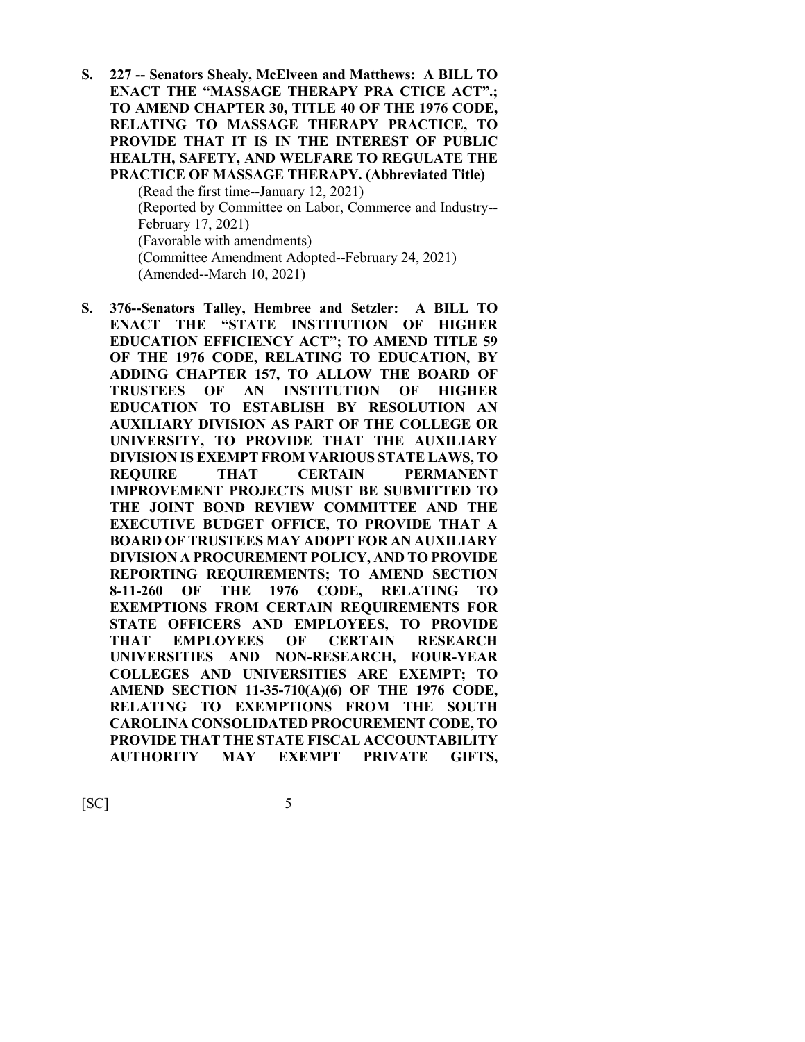**S. 227 -- Senators Shealy, McElveen and Matthews: A BILL TO ENACT THE "MASSAGE THERAPY PRA CTICE ACT".; TO AMEND CHAPTER 30, TITLE 40 OF THE 1976 CODE, RELATING TO MASSAGE THERAPY PRACTICE, TO PROVIDE THAT IT IS IN THE INTEREST OF PUBLIC HEALTH, SAFETY, AND WELFARE TO REGULATE THE PRACTICE OF MASSAGE THERAPY. (Abbreviated Title)**

(Read the first time--January 12, 2021)
(Reported by Committee on Labor, Commerce and Industry--February 17, 2021)
(Favorable with amendments)
(Committee Amendment Adopted--February 24, 2021)
(Amended--March 10, 2021)

**S. 376--Senators Talley, Hembree and Setzler: A BILL TO ENACT THE "STATE INSTITUTION OF HIGHER EDUCATION EFFICIENCY ACT"; TO AMEND TITLE 59 OF THE 1976 CODE, RELATING TO EDUCATION, BY ADDING CHAPTER 157, TO ALLOW THE BOARD OF TRUSTEES OF AN INSTITUTION OF HIGHER EDUCATION TO ESTABLISH BY RESOLUTION AN AUXILIARY DIVISION AS PART OF THE COLLEGE OR UNIVERSITY, TO PROVIDE THAT THE AUXILIARY DIVISION IS EXEMPT FROM VARIOUS STATE LAWS, TO REQUIRE THAT CERTAIN PERMANENT IMPROVEMENT PROJECTS MUST BE SUBMITTED TO THE JOINT BOND REVIEW COMMITTEE AND THE EXECUTIVE BUDGET OFFICE, TO PROVIDE THAT A BOARD OF TRUSTEES MAY ADOPT FOR AN AUXILIARY DIVISION A PROCUREMENT POLICY, AND TO PROVIDE REPORTING REQUIREMENTS; TO AMEND SECTION 8-11-260 OF THE 1976 CODE, RELATING TO EXEMPTIONS FROM CERTAIN REQUIREMENTS FOR STATE OFFICERS AND EMPLOYEES, TO PROVIDE THAT EMPLOYEES OF CERTAIN RESEARCH UNIVERSITIES AND NON-RESEARCH, FOUR-YEAR COLLEGES AND UNIVERSITIES ARE EXEMPT; TO AMEND SECTION 11-35-710(A)(6) OF THE 1976 CODE, RELATING TO EXEMPTIONS FROM THE SOUTH CAROLINA CONSOLIDATED PROCUREMENT CODE, TO PROVIDE THAT THE STATE FISCAL ACCOUNTABILITY AUTHORITY MAY EXEMPT PRIVATE GIFTS,**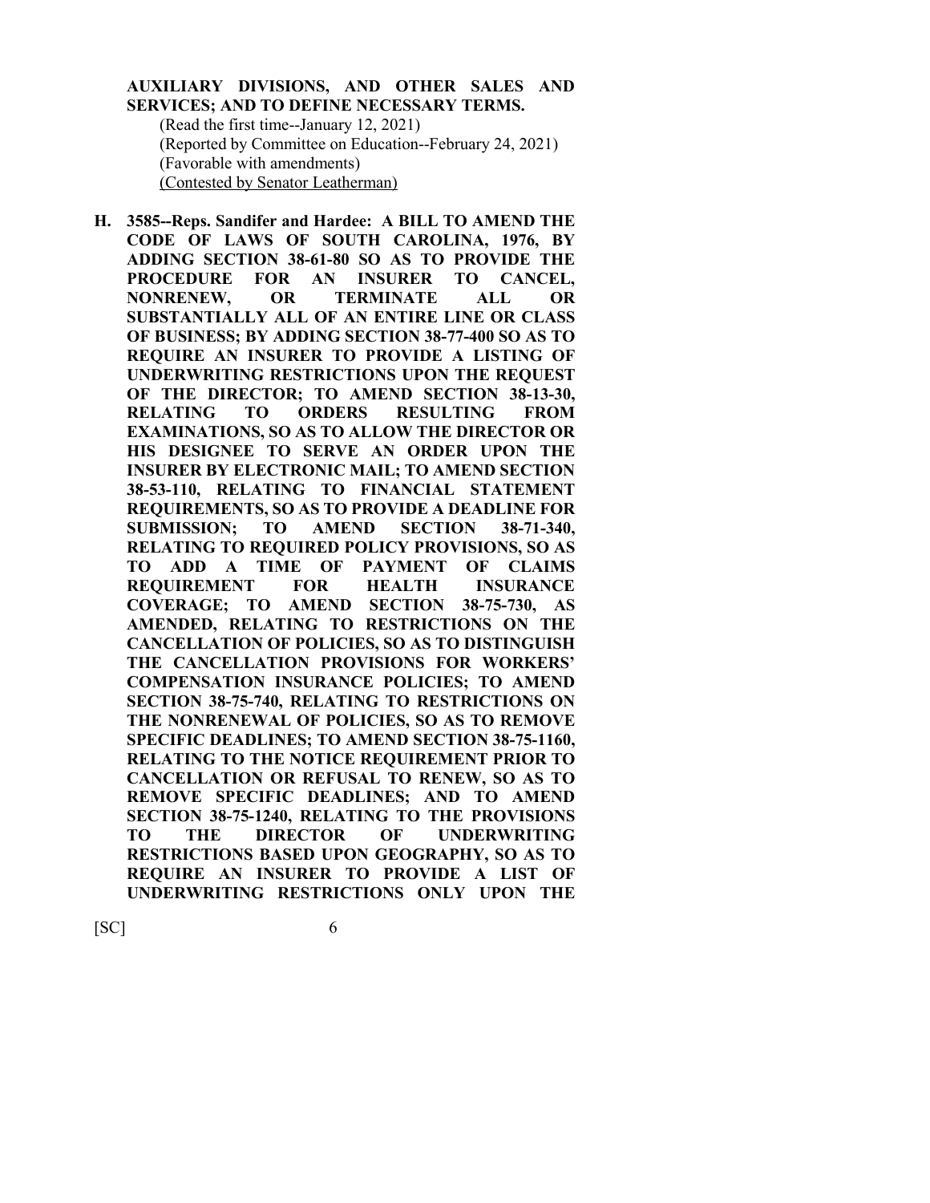**AUXILIARY DIVISIONS, AND OTHER SALES AND SERVICES; AND TO DEFINE NECESSARY TERMS.**

(Read the first time--January 12, 2021)
(Reported by Committee on Education--February 24, 2021)
(Favorable with amendments)
<u>(Contested by Senator Leatherman)</u>

**H. 3585--Reps. Sandifer and Hardee: A BILL TO AMEND THE CODE OF LAWS OF SOUTH CAROLINA, 1976, BY ADDING SECTION 38-61-80 SO AS TO PROVIDE THE PROCEDURE FOR AN INSURER TO CANCEL, NONRENEW, OR TERMINATE ALL OR SUBSTANTIALLY ALL OF AN ENTIRE LINE OR CLASS OF BUSINESS; BY ADDING SECTION 38-77-400 SO AS TO REQUIRE AN INSURER TO PROVIDE A LISTING OF UNDERWRITING RESTRICTIONS UPON THE REQUEST OF THE DIRECTOR; TO AMEND SECTION 38-13-30, RELATING TO ORDERS RESULTING FROM EXAMINATIONS, SO AS TO ALLOW THE DIRECTOR OR HIS DESIGNEE TO SERVE AN ORDER UPON THE INSURER BY ELECTRONIC MAIL; TO AMEND SECTION 38-53-110, RELATING TO FINANCIAL STATEMENT REQUIREMENTS, SO AS TO PROVIDE A DEADLINE FOR SUBMISSION; TO AMEND SECTION 38-71-340, RELATING TO REQUIRED POLICY PROVISIONS, SO AS TO ADD A TIME OF PAYMENT OF CLAIMS REQUIREMENT FOR HEALTH INSURANCE COVERAGE; TO AMEND SECTION 38-75-730, AS AMENDED, RELATING TO RESTRICTIONS ON THE CANCELLATION OF POLICIES, SO AS TO DISTINGUISH THE CANCELLATION PROVISIONS FOR WORKERS' COMPENSATION INSURANCE POLICIES; TO AMEND SECTION 38-75-740, RELATING TO RESTRICTIONS ON THE NONRENEWAL OF POLICIES, SO AS TO REMOVE SPECIFIC DEADLINES; TO AMEND SECTION 38-75-1160, RELATING TO THE NOTICE REQUIREMENT PRIOR TO CANCELLATION OR REFUSAL TO RENEW, SO AS TO REMOVE SPECIFIC DEADLINES; AND TO AMEND SECTION 38-75-1240, RELATING TO THE PROVISIONS TO THE DIRECTOR OF UNDERWRITING RESTRICTIONS BASED UPON GEOGRAPHY, SO AS TO REQUIRE AN INSURER TO PROVIDE A LIST OF UNDERWRITING RESTRICTIONS ONLY UPON THE**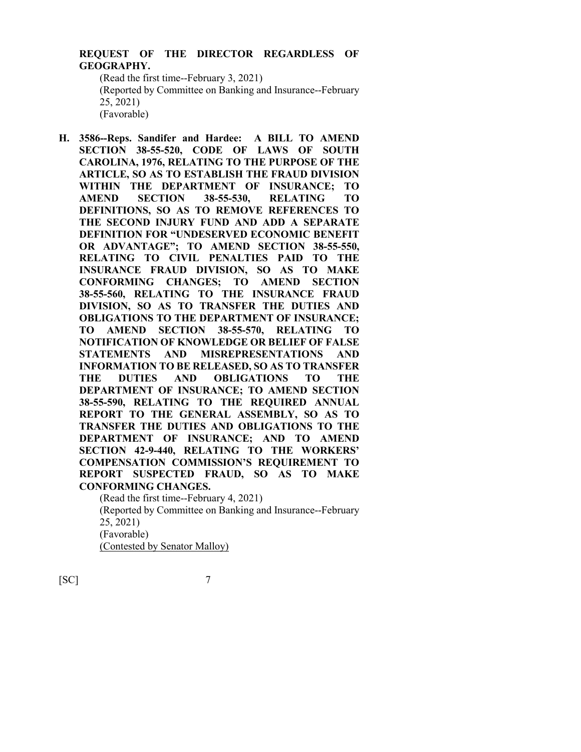**REQUEST OF THE DIRECTOR REGARDLESS OF GEOGRAPHY.**

(Read the first time--February 3, 2021)
(Reported by Committee on Banking and Insurance--February 25, 2021)
(Favorable)

**H. 3586--Reps. Sandifer and Hardee: A BILL TO AMEND SECTION 38-55-520, CODE OF LAWS OF SOUTH CAROLINA, 1976, RELATING TO THE PURPOSE OF THE ARTICLE, SO AS TO ESTABLISH THE FRAUD DIVISION WITHIN THE DEPARTMENT OF INSURANCE; TO AMEND SECTION 38-55-530, RELATING TO DEFINITIONS, SO AS TO REMOVE REFERENCES TO THE SECOND INJURY FUND AND ADD A SEPARATE DEFINITION FOR "UNDESERVED ECONOMIC BENEFIT OR ADVANTAGE"; TO AMEND SECTION 38-55-550, RELATING TO CIVIL PENALTIES PAID TO THE INSURANCE FRAUD DIVISION, SO AS TO MAKE CONFORMING CHANGES; TO AMEND SECTION 38-55-560, RELATING TO THE INSURANCE FRAUD DIVISION, SO AS TO TRANSFER THE DUTIES AND OBLIGATIONS TO THE DEPARTMENT OF INSURANCE; TO AMEND SECTION 38-55-570, RELATING TO NOTIFICATION OF KNOWLEDGE OR BELIEF OF FALSE STATEMENTS AND MISREPRESENTATIONS AND INFORMATION TO BE RELEASED, SO AS TO TRANSFER THE DUTIES AND OBLIGATIONS TO THE DEPARTMENT OF INSURANCE; TO AMEND SECTION 38-55-590, RELATING TO THE REQUIRED ANNUAL REPORT TO THE GENERAL ASSEMBLY, SO AS TO TRANSFER THE DUTIES AND OBLIGATIONS TO THE DEPARTMENT OF INSURANCE; AND TO AMEND SECTION 42-9-440, RELATING TO THE WORKERS' COMPENSATION COMMISSION'S REQUIREMENT TO REPORT SUSPECTED FRAUD, SO AS TO MAKE CONFORMING CHANGES.**

(Read the first time--February 4, 2021)
(Reported by Committee on Banking and Insurance--February 25, 2021)
(Favorable)
(Contested by Senator Malloy)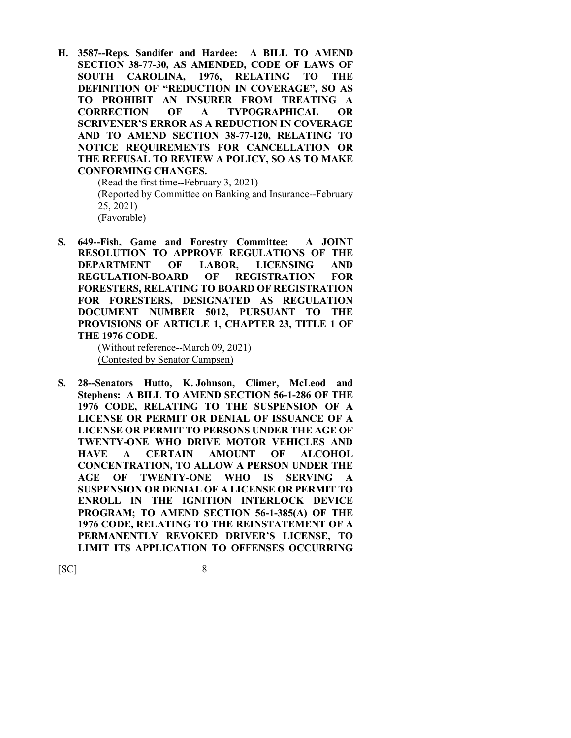**H. 3587--Reps. Sandifer and Hardee: A BILL TO AMEND SECTION 38-77-30, AS AMENDED, CODE OF LAWS OF SOUTH CAROLINA, 1976, RELATING TO THE DEFINITION OF "REDUCTION IN COVERAGE", SO AS TO PROHIBIT AN INSURER FROM TREATING A CORRECTION OF A TYPOGRAPHICAL OR SCRIVENER'S ERROR AS A REDUCTION IN COVERAGE AND TO AMEND SECTION 38-77-120, RELATING TO NOTICE REQUIREMENTS FOR CANCELLATION OR THE REFUSAL TO REVIEW A POLICY, SO AS TO MAKE CONFORMING CHANGES.**

(Read the first time--February 3, 2021)
(Reported by Committee on Banking and Insurance--February 25, 2021)
(Favorable)

**S. 649--Fish, Game and Forestry Committee: A JOINT RESOLUTION TO APPROVE REGULATIONS OF THE DEPARTMENT OF LABOR, LICENSING AND REGULATION-BOARD OF REGISTRATION FOR FORESTERS, RELATING TO BOARD OF REGISTRATION FOR FORESTERS, DESIGNATED AS REGULATION DOCUMENT NUMBER 5012, PURSUANT TO THE PROVISIONS OF ARTICLE 1, CHAPTER 23, TITLE 1 OF THE 1976 CODE.**

(Without reference--March 09, 2021)
(Contested by Senator Campsen)

**S. 28--Senators Hutto, K. Johnson, Climer, McLeod and Stephens: A BILL TO AMEND SECTION 56-1-286 OF THE 1976 CODE, RELATING TO THE SUSPENSION OF A LICENSE OR PERMIT OR DENIAL OF ISSUANCE OF A LICENSE OR PERMIT TO PERSONS UNDER THE AGE OF TWENTY-ONE WHO DRIVE MOTOR VEHICLES AND HAVE A CERTAIN AMOUNT OF ALCOHOL CONCENTRATION, TO ALLOW A PERSON UNDER THE AGE OF TWENTY-ONE WHO IS SERVING A SUSPENSION OR DENIAL OF A LICENSE OR PERMIT TO ENROLL IN THE IGNITION INTERLOCK DEVICE PROGRAM; TO AMEND SECTION 56-1-385(A) OF THE 1976 CODE, RELATING TO THE REINSTATEMENT OF A PERMANENTLY REVOKED DRIVER'S LICENSE, TO LIMIT ITS APPLICATION TO OFFENSES OCCURRING**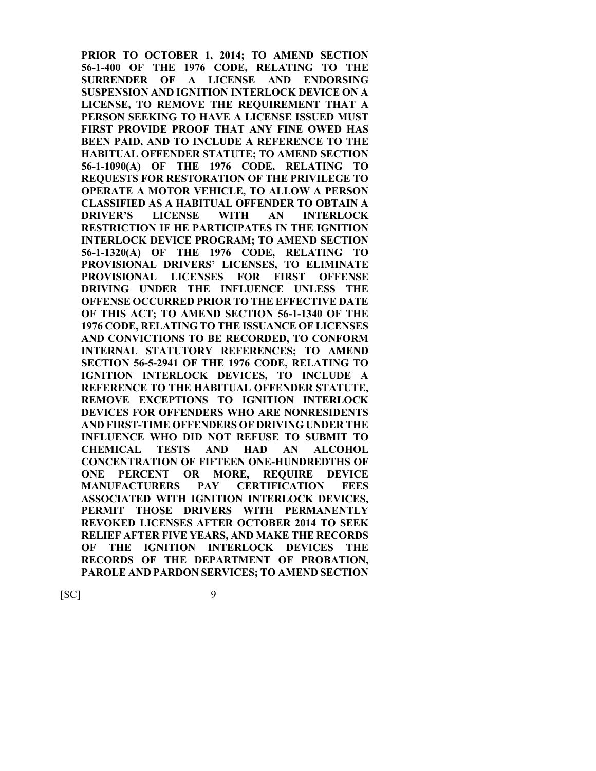**PRIOR TO OCTOBER 1, 2014; TO AMEND SECTION 56-1-400 OF THE 1976 CODE, RELATING TO THE SURRENDER OF A LICENSE AND ENDORSING SUSPENSION AND IGNITION INTERLOCK DEVICE ON A LICENSE, TO REMOVE THE REQUIREMENT THAT A PERSON SEEKING TO HAVE A LICENSE ISSUED MUST FIRST PROVIDE PROOF THAT ANY FINE OWED HAS BEEN PAID, AND TO INCLUDE A REFERENCE TO THE HABITUAL OFFENDER STATUTE; TO AMEND SECTION 56-1-1090(A) OF THE 1976 CODE, RELATING TO REQUESTS FOR RESTORATION OF THE PRIVILEGE TO OPERATE A MOTOR VEHICLE, TO ALLOW A PERSON CLASSIFIED AS A HABITUAL OFFENDER TO OBTAIN A DRIVER'S LICENSE WITH AN INTERLOCK RESTRICTION IF HE PARTICIPATES IN THE IGNITION INTERLOCK DEVICE PROGRAM; TO AMEND SECTION 56-1-1320(A) OF THE 1976 CODE, RELATING TO PROVISIONAL DRIVERS' LICENSES, TO ELIMINATE PROVISIONAL LICENSES FOR FIRST OFFENSE DRIVING UNDER THE INFLUENCE UNLESS THE OFFENSE OCCURRED PRIOR TO THE EFFECTIVE DATE OF THIS ACT; TO AMEND SECTION 56-1-1340 OF THE 1976 CODE, RELATING TO THE ISSUANCE OF LICENSES AND CONVICTIONS TO BE RECORDED, TO CONFORM INTERNAL STATUTORY REFERENCES; TO AMEND SECTION 56-5-2941 OF THE 1976 CODE, RELATING TO IGNITION INTERLOCK DEVICES, TO INCLUDE A REFERENCE TO THE HABITUAL OFFENDER STATUTE, REMOVE EXCEPTIONS TO IGNITION INTERLOCK DEVICES FOR OFFENDERS WHO ARE NONRESIDENTS AND FIRST-TIME OFFENDERS OF DRIVING UNDER THE INFLUENCE WHO DID NOT REFUSE TO SUBMIT TO CHEMICAL TESTS AND HAD AN ALCOHOL CONCENTRATION OF FIFTEEN ONE-HUNDREDTHS OF ONE PERCENT OR MORE, REQUIRE DEVICE MANUFACTURERS PAY CERTIFICATION FEES ASSOCIATED WITH IGNITION INTERLOCK DEVICES, PERMIT THOSE DRIVERS WITH PERMANENTLY REVOKED LICENSES AFTER OCTOBER 2014 TO SEEK RELIEF AFTER FIVE YEARS, AND MAKE THE RECORDS OF THE IGNITION INTERLOCK DEVICES THE RECORDS OF THE DEPARTMENT OF PROBATION, PAROLE AND PARDON SERVICES; TO AMEND SECTION**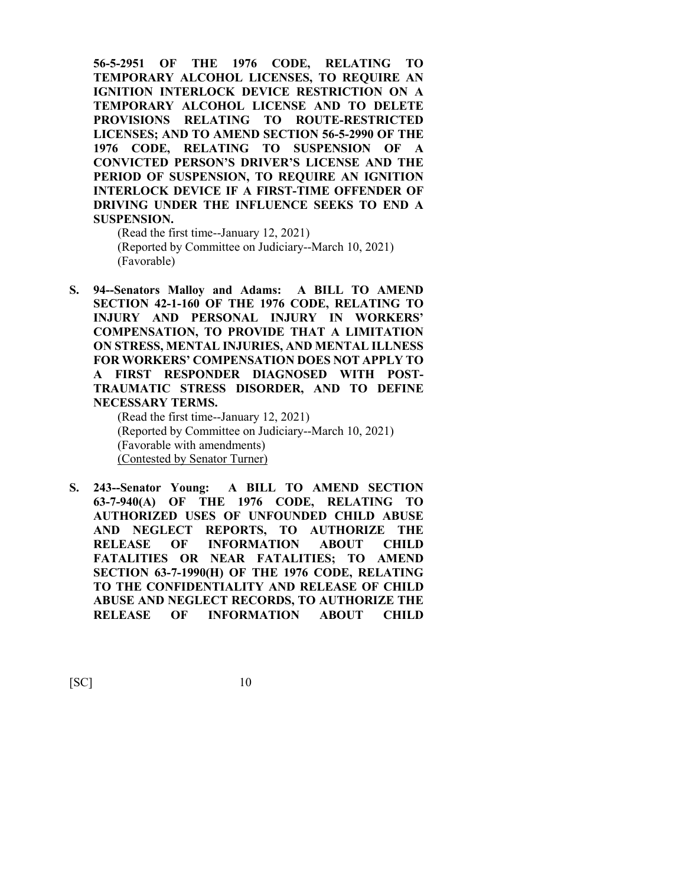**56-5-2951 OF THE 1976 CODE, RELATING TO TEMPORARY ALCOHOL LICENSES, TO REQUIRE AN IGNITION INTERLOCK DEVICE RESTRICTION ON A TEMPORARY ALCOHOL LICENSE AND TO DELETE PROVISIONS RELATING TO ROUTE-RESTRICTED LICENSES; AND TO AMEND SECTION 56-5-2990 OF THE 1976 CODE, RELATING TO SUSPENSION OF A CONVICTED PERSON'S DRIVER'S LICENSE AND THE PERIOD OF SUSPENSION, TO REQUIRE AN IGNITION INTERLOCK DEVICE IF A FIRST-TIME OFFENDER OF DRIVING UNDER THE INFLUENCE SEEKS TO END A SUSPENSION.**

(Read the first time--January 12, 2021)
(Reported by Committee on Judiciary--March 10, 2021)
(Favorable)

**S. 94--Senators Malloy and Adams: A BILL TO AMEND SECTION 42-1-160 OF THE 1976 CODE, RELATING TO INJURY AND PERSONAL INJURY IN WORKERS' COMPENSATION, TO PROVIDE THAT A LIMITATION ON STRESS, MENTAL INJURIES, AND MENTAL ILLNESS FOR WORKERS' COMPENSATION DOES NOT APPLY TO A FIRST RESPONDER DIAGNOSED WITH POST-TRAUMATIC STRESS DISORDER, AND TO DEFINE NECESSARY TERMS.**

(Read the first time--January 12, 2021)
(Reported by Committee on Judiciary--March 10, 2021)
(Favorable with amendments)
(Contested by Senator Turner)

**S. 243--Senator Young: A BILL TO AMEND SECTION 63-7-940(A) OF THE 1976 CODE, RELATING TO AUTHORIZED USES OF UNFOUNDED CHILD ABUSE AND NEGLECT REPORTS, TO AUTHORIZE THE RELEASE OF INFORMATION ABOUT CHILD FATALITIES OR NEAR FATALITIES; TO AMEND SECTION 63-7-1990(H) OF THE 1976 CODE, RELATING TO THE CONFIDENTIALITY AND RELEASE OF CHILD ABUSE AND NEGLECT RECORDS, TO AUTHORIZE THE RELEASE OF INFORMATION ABOUT CHILD**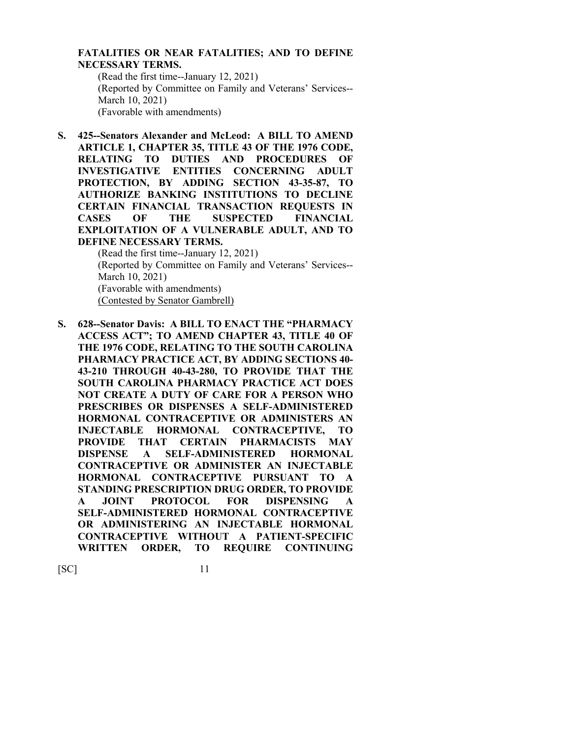**FATALITIES OR NEAR FATALITIES; AND TO DEFINE NECESSARY TERMS.**

(Read the first time--January 12, 2021)
(Reported by Committee on Family and Veterans' Services--March 10, 2021)
(Favorable with amendments)

**S. 425--Senators Alexander and McLeod: A BILL TO AMEND ARTICLE 1, CHAPTER 35, TITLE 43 OF THE 1976 CODE, RELATING TO DUTIES AND PROCEDURES OF INVESTIGATIVE ENTITIES CONCERNING ADULT PROTECTION, BY ADDING SECTION 43-35-87, TO AUTHORIZE BANKING INSTITUTIONS TO DECLINE CERTAIN FINANCIAL TRANSACTION REQUESTS IN CASES OF THE SUSPECTED FINANCIAL EXPLOITATION OF A VULNERABLE ADULT, AND TO DEFINE NECESSARY TERMS.**

(Read the first time--January 12, 2021)
(Reported by Committee on Family and Veterans' Services--March 10, 2021)
(Favorable with amendments)
(Contested by Senator Gambrell)

**S. 628--Senator Davis: A BILL TO ENACT THE "PHARMACY ACCESS ACT"; TO AMEND CHAPTER 43, TITLE 40 OF THE 1976 CODE, RELATING TO THE SOUTH CAROLINA PHARMACY PRACTICE ACT, BY ADDING SECTIONS 40-43-210 THROUGH 40-43-280, TO PROVIDE THAT THE SOUTH CAROLINA PHARMACY PRACTICE ACT DOES NOT CREATE A DUTY OF CARE FOR A PERSON WHO PRESCRIBES OR DISPENSES A SELF-ADMINISTERED HORMONAL CONTRACEPTIVE OR ADMINISTERS AN INJECTABLE HORMONAL CONTRACEPTIVE, TO PROVIDE THAT CERTAIN PHARMACISTS MAY DISPENSE A SELF-ADMINISTERED HORMONAL CONTRACEPTIVE OR ADMINISTER AN INJECTABLE HORMONAL CONTRACEPTIVE PURSUANT TO A STANDING PRESCRIPTION DRUG ORDER, TO PROVIDE A JOINT PROTOCOL FOR DISPENSING A SELF-ADMINISTERED HORMONAL CONTRACEPTIVE OR ADMINISTERING AN INJECTABLE HORMONAL CONTRACEPTIVE WITHOUT A PATIENT-SPECIFIC WRITTEN ORDER, TO REQUIRE CONTINUING**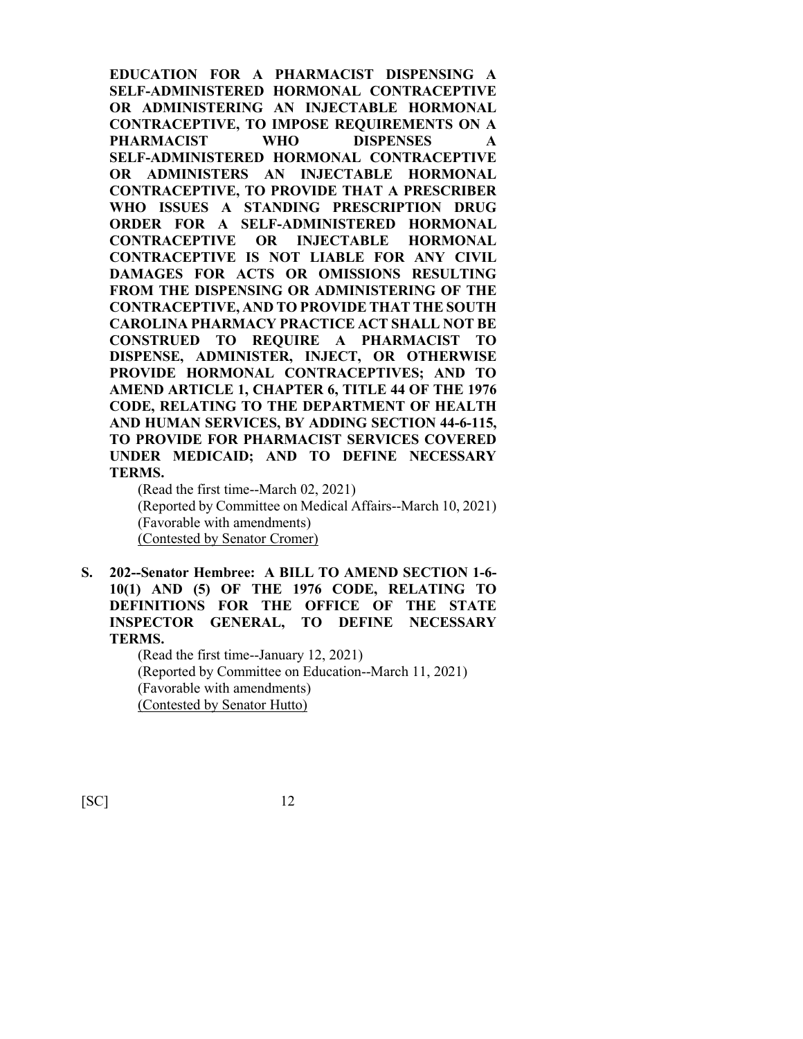**EDUCATION FOR A PHARMACIST DISPENSING A SELF-ADMINISTERED HORMONAL CONTRACEPTIVE OR ADMINISTERING AN INJECTABLE HORMONAL CONTRACEPTIVE, TO IMPOSE REQUIREMENTS ON A PHARMACIST WHO DISPENSES A SELF-ADMINISTERED HORMONAL CONTRACEPTIVE OR ADMINISTERS AN INJECTABLE HORMONAL CONTRACEPTIVE, TO PROVIDE THAT A PRESCRIBER WHO ISSUES A STANDING PRESCRIPTION DRUG ORDER FOR A SELF-ADMINISTERED HORMONAL CONTRACEPTIVE OR INJECTABLE HORMONAL CONTRACEPTIVE IS NOT LIABLE FOR ANY CIVIL DAMAGES FOR ACTS OR OMISSIONS RESULTING FROM THE DISPENSING OR ADMINISTERING OF THE CONTRACEPTIVE, AND TO PROVIDE THAT THE SOUTH CAROLINA PHARMACY PRACTICE ACT SHALL NOT BE CONSTRUED TO REQUIRE A PHARMACIST TO DISPENSE, ADMINISTER, INJECT, OR OTHERWISE PROVIDE HORMONAL CONTRACEPTIVES; AND TO AMEND ARTICLE 1, CHAPTER 6, TITLE 44 OF THE 1976 CODE, RELATING TO THE DEPARTMENT OF HEALTH AND HUMAN SERVICES, BY ADDING SECTION 44-6-115, TO PROVIDE FOR PHARMACIST SERVICES COVERED UNDER MEDICAID; AND TO DEFINE NECESSARY TERMS.**

(Read the first time--March 02, 2021)
(Reported by Committee on Medical Affairs--March 10, 2021)
(Favorable with amendments)
(Contested by Senator Cromer)

**S. 202--Senator Hembree: A BILL TO AMEND SECTION 1-6-10(1) AND (5) OF THE 1976 CODE, RELATING TO DEFINITIONS FOR THE OFFICE OF THE STATE INSPECTOR GENERAL, TO DEFINE NECESSARY TERMS.**

(Read the first time--January 12, 2021)
(Reported by Committee on Education--March 11, 2021)
(Favorable with amendments)
(Contested by Senator Hutto)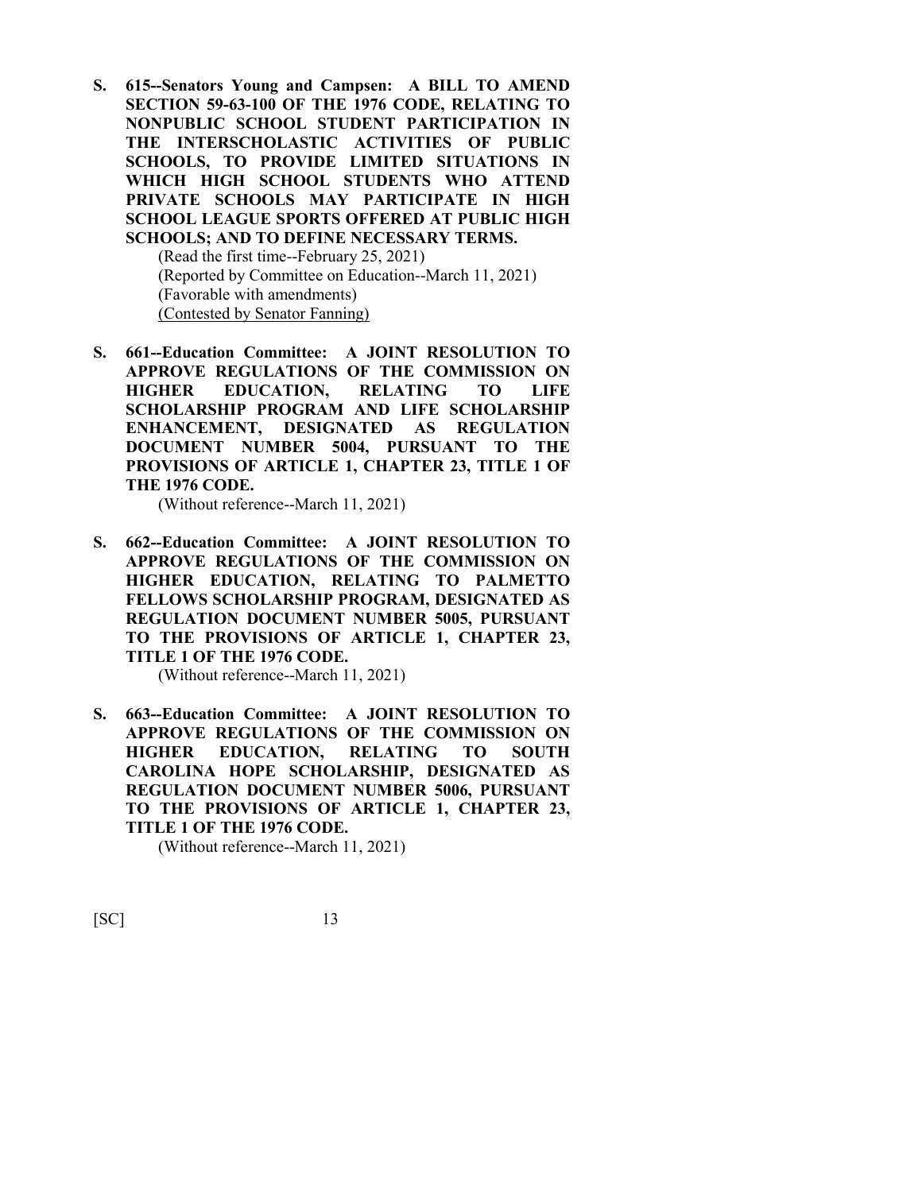**S. 615--Senators Young and Campsen: A BILL TO AMEND SECTION 59-63-100 OF THE 1976 CODE, RELATING TO NONPUBLIC SCHOOL STUDENT PARTICIPATION IN THE INTERSCHOLASTIC ACTIVITIES OF PUBLIC SCHOOLS, TO PROVIDE LIMITED SITUATIONS IN WHICH HIGH SCHOOL STUDENTS WHO ATTEND PRIVATE SCHOOLS MAY PARTICIPATE IN HIGH SCHOOL LEAGUE SPORTS OFFERED AT PUBLIC HIGH SCHOOLS; AND TO DEFINE NECESSARY TERMS.**

(Read the first time--February 25, 2021)
(Reported by Committee on Education--March 11, 2021)
(Favorable with amendments)
(Contested by Senator Fanning)

**S. 661--Education Committee: A JOINT RESOLUTION TO APPROVE REGULATIONS OF THE COMMISSION ON HIGHER EDUCATION, RELATING TO LIFE SCHOLARSHIP PROGRAM AND LIFE SCHOLARSHIP ENHANCEMENT, DESIGNATED AS REGULATION DOCUMENT NUMBER 5004, PURSUANT TO THE PROVISIONS OF ARTICLE 1, CHAPTER 23, TITLE 1 OF THE 1976 CODE.**

(Without reference--March 11, 2021)

**S. 662--Education Committee: A JOINT RESOLUTION TO APPROVE REGULATIONS OF THE COMMISSION ON HIGHER EDUCATION, RELATING TO PALMETTO FELLOWS SCHOLARSHIP PROGRAM, DESIGNATED AS REGULATION DOCUMENT NUMBER 5005, PURSUANT TO THE PROVISIONS OF ARTICLE 1, CHAPTER 23, TITLE 1 OF THE 1976 CODE.**

(Without reference--March 11, 2021)

**S. 663--Education Committee: A JOINT RESOLUTION TO APPROVE REGULATIONS OF THE COMMISSION ON HIGHER EDUCATION, RELATING TO SOUTH CAROLINA HOPE SCHOLARSHIP, DESIGNATED AS REGULATION DOCUMENT NUMBER 5006, PURSUANT TO THE PROVISIONS OF ARTICLE 1, CHAPTER 23, TITLE 1 OF THE 1976 CODE.**

(Without reference--March 11, 2021)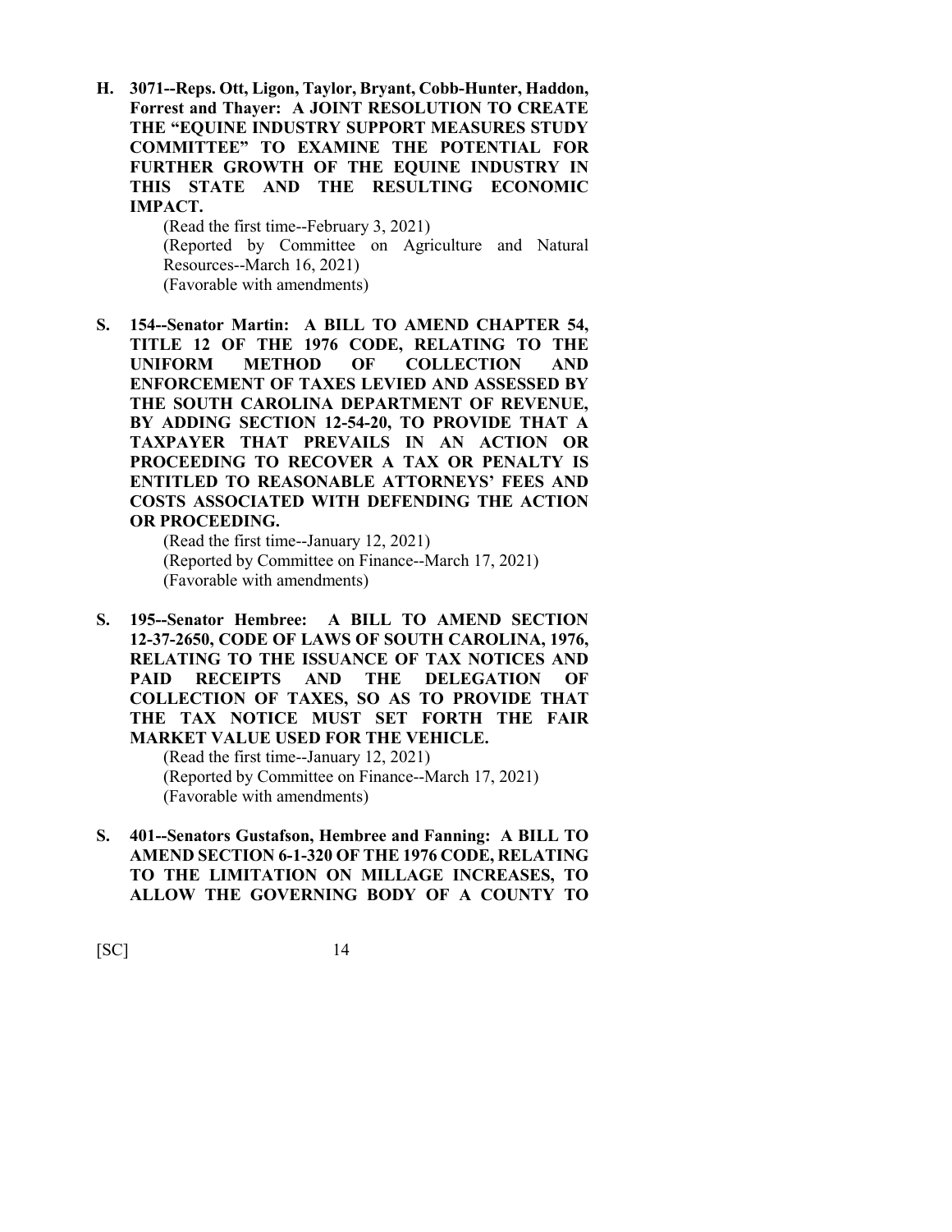**H. 3071--Reps. Ott, Ligon, Taylor, Bryant, Cobb-Hunter, Haddon, Forrest and Thayer: A JOINT RESOLUTION TO CREATE THE "EQUINE INDUSTRY SUPPORT MEASURES STUDY COMMITTEE" TO EXAMINE THE POTENTIAL FOR FURTHER GROWTH OF THE EQUINE INDUSTRY IN THIS STATE AND THE RESULTING ECONOMIC IMPACT.**

(Read the first time--February 3, 2021)
(Reported by Committee on Agriculture and Natural Resources--March 16, 2021)
(Favorable with amendments)

**S. 154--Senator Martin: A BILL TO AMEND CHAPTER 54, TITLE 12 OF THE 1976 CODE, RELATING TO THE UNIFORM METHOD OF COLLECTION AND ENFORCEMENT OF TAXES LEVIED AND ASSESSED BY THE SOUTH CAROLINA DEPARTMENT OF REVENUE, BY ADDING SECTION 12-54-20, TO PROVIDE THAT A TAXPAYER THAT PREVAILS IN AN ACTION OR PROCEEDING TO RECOVER A TAX OR PENALTY IS ENTITLED TO REASONABLE ATTORNEYS' FEES AND COSTS ASSOCIATED WITH DEFENDING THE ACTION OR PROCEEDING.**

(Read the first time--January 12, 2021)
(Reported by Committee on Finance--March 17, 2021)
(Favorable with amendments)

**S. 195--Senator Hembree: A BILL TO AMEND SECTION 12-37-2650, CODE OF LAWS OF SOUTH CAROLINA, 1976, RELATING TO THE ISSUANCE OF TAX NOTICES AND PAID RECEIPTS AND THE DELEGATION OF COLLECTION OF TAXES, SO AS TO PROVIDE THAT THE TAX NOTICE MUST SET FORTH THE FAIR MARKET VALUE USED FOR THE VEHICLE.**

(Read the first time--January 12, 2021)
(Reported by Committee on Finance--March 17, 2021)
(Favorable with amendments)

**S. 401--Senators Gustafson, Hembree and Fanning: A BILL TO AMEND SECTION 6-1-320 OF THE 1976 CODE, RELATING TO THE LIMITATION ON MILLAGE INCREASES, TO ALLOW THE GOVERNING BODY OF A COUNTY TO**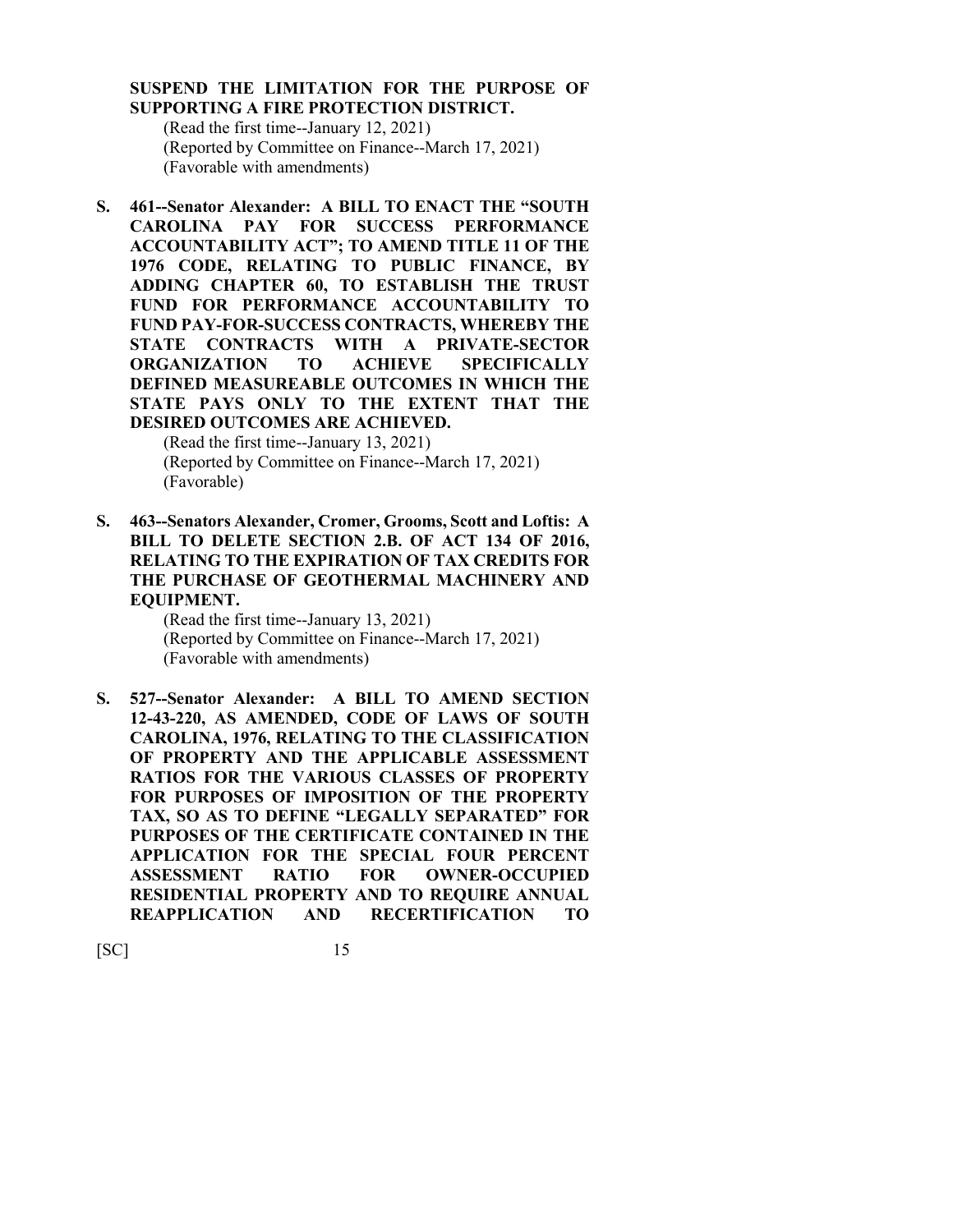**SUSPEND THE LIMITATION FOR THE PURPOSE OF SUPPORTING A FIRE PROTECTION DISTRICT.**

(Read the first time--January 12, 2021)
(Reported by Committee on Finance--March 17, 2021)
(Favorable with amendments)

**S. 461--Senator Alexander: A BILL TO ENACT THE "SOUTH CAROLINA PAY FOR SUCCESS PERFORMANCE ACCOUNTABILITY ACT"; TO AMEND TITLE 11 OF THE 1976 CODE, RELATING TO PUBLIC FINANCE, BY ADDING CHAPTER 60, TO ESTABLISH THE TRUST FUND FOR PERFORMANCE ACCOUNTABILITY TO FUND PAY-FOR-SUCCESS CONTRACTS, WHEREBY THE STATE CONTRACTS WITH A PRIVATE-SECTOR ORGANIZATION TO ACHIEVE SPECIFICALLY DEFINED MEASUREABLE OUTCOMES IN WHICH THE STATE PAYS ONLY TO THE EXTENT THAT THE DESIRED OUTCOMES ARE ACHIEVED.**

(Read the first time--January 13, 2021)
(Reported by Committee on Finance--March 17, 2021)
(Favorable)

**S. 463--Senators Alexander, Cromer, Grooms, Scott and Loftis: A BILL TO DELETE SECTION 2.B. OF ACT 134 OF 2016, RELATING TO THE EXPIRATION OF TAX CREDITS FOR THE PURCHASE OF GEOTHERMAL MACHINERY AND EQUIPMENT.**

(Read the first time--January 13, 2021)
(Reported by Committee on Finance--March 17, 2021)
(Favorable with amendments)

**S. 527--Senator Alexander: A BILL TO AMEND SECTION 12-43-220, AS AMENDED, CODE OF LAWS OF SOUTH CAROLINA, 1976, RELATING TO THE CLASSIFICATION OF PROPERTY AND THE APPLICABLE ASSESSMENT RATIOS FOR THE VARIOUS CLASSES OF PROPERTY FOR PURPOSES OF IMPOSITION OF THE PROPERTY TAX, SO AS TO DEFINE "LEGALLY SEPARATED" FOR PURPOSES OF THE CERTIFICATE CONTAINED IN THE APPLICATION FOR THE SPECIAL FOUR PERCENT ASSESSMENT RATIO FOR OWNER-OCCUPIED RESIDENTIAL PROPERTY AND TO REQUIRE ANNUAL REAPPLICATION AND RECERTIFICATION TO**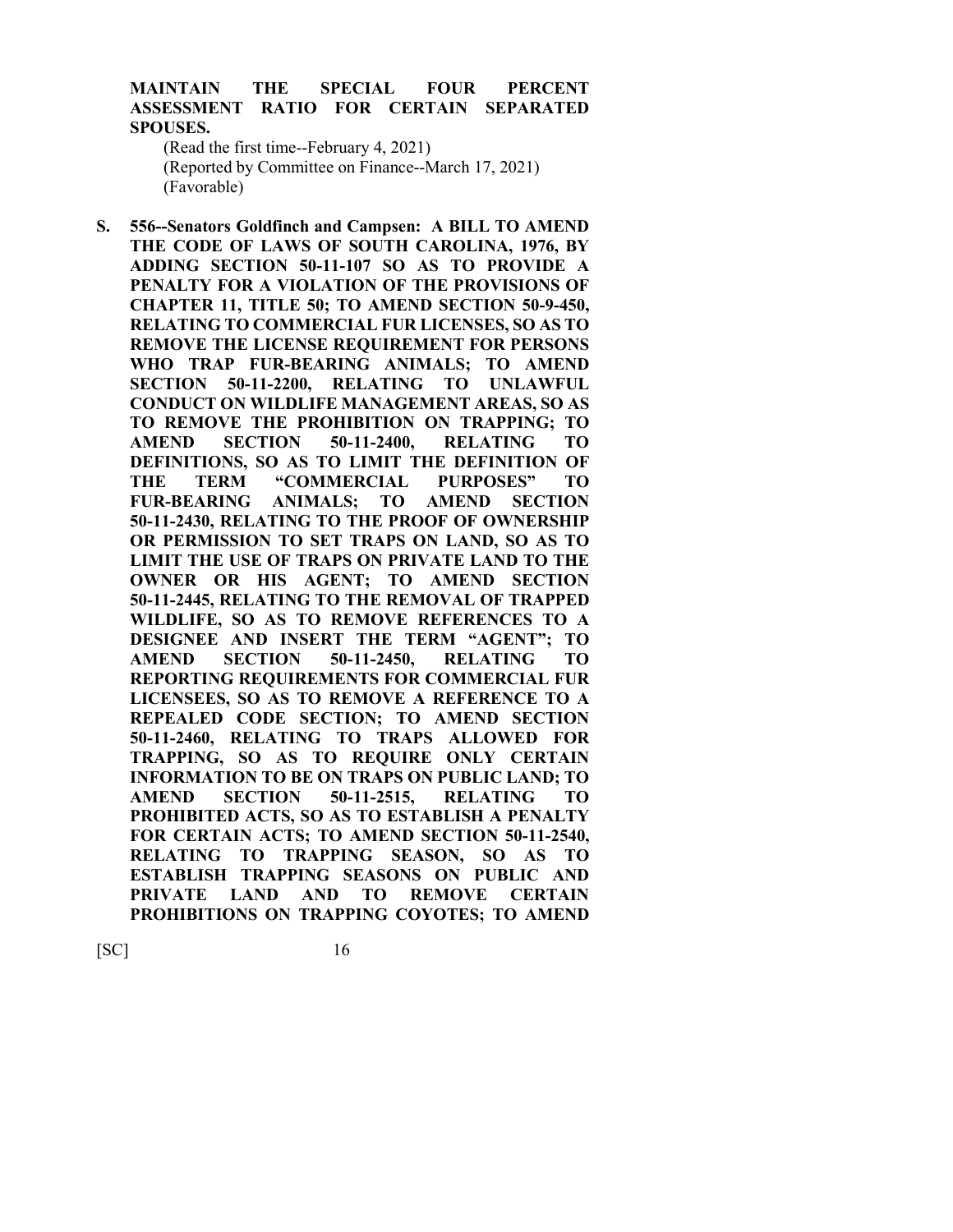**MAINTAIN THE SPECIAL FOUR PERCENT ASSESSMENT RATIO FOR CERTAIN SEPARATED SPOUSES.**

(Read the first time--February 4, 2021)
(Reported by Committee on Finance--March 17, 2021)
(Favorable)

**S. 556--Senators Goldfinch and Campsen: A BILL TO AMEND THE CODE OF LAWS OF SOUTH CAROLINA, 1976, BY ADDING SECTION 50-11-107 SO AS TO PROVIDE A PENALTY FOR A VIOLATION OF THE PROVISIONS OF CHAPTER 11, TITLE 50; TO AMEND SECTION 50-9-450, RELATING TO COMMERCIAL FUR LICENSES, SO AS TO REMOVE THE LICENSE REQUIREMENT FOR PERSONS WHO TRAP FUR-BEARING ANIMALS; TO AMEND SECTION 50-11-2200, RELATING TO UNLAWFUL CONDUCT ON WILDLIFE MANAGEMENT AREAS, SO AS TO REMOVE THE PROHIBITION ON TRAPPING; TO AMEND SECTION 50-11-2400, RELATING TO DEFINITIONS, SO AS TO LIMIT THE DEFINITION OF THE TERM "COMMERCIAL PURPOSES" TO FUR-BEARING ANIMALS; TO AMEND SECTION 50-11-2430, RELATING TO THE PROOF OF OWNERSHIP OR PERMISSION TO SET TRAPS ON LAND, SO AS TO LIMIT THE USE OF TRAPS ON PRIVATE LAND TO THE OWNER OR HIS AGENT; TO AMEND SECTION 50-11-2445, RELATING TO THE REMOVAL OF TRAPPED WILDLIFE, SO AS TO REMOVE REFERENCES TO A DESIGNEE AND INSERT THE TERM "AGENT"; TO AMEND SECTION 50-11-2450, RELATING TO REPORTING REQUIREMENTS FOR COMMERCIAL FUR LICENSEES, SO AS TO REMOVE A REFERENCE TO A REPEALED CODE SECTION; TO AMEND SECTION 50-11-2460, RELATING TO TRAPS ALLOWED FOR TRAPPING, SO AS TO REQUIRE ONLY CERTAIN INFORMATION TO BE ON TRAPS ON PUBLIC LAND; TO AMEND SECTION 50-11-2515, RELATING TO PROHIBITED ACTS, SO AS TO ESTABLISH A PENALTY FOR CERTAIN ACTS; TO AMEND SECTION 50-11-2540, RELATING TO TRAPPING SEASON, SO AS TO ESTABLISH TRAPPING SEASONS ON PUBLIC AND PRIVATE LAND AND TO REMOVE CERTAIN PROHIBITIONS ON TRAPPING COYOTES; TO AMEND**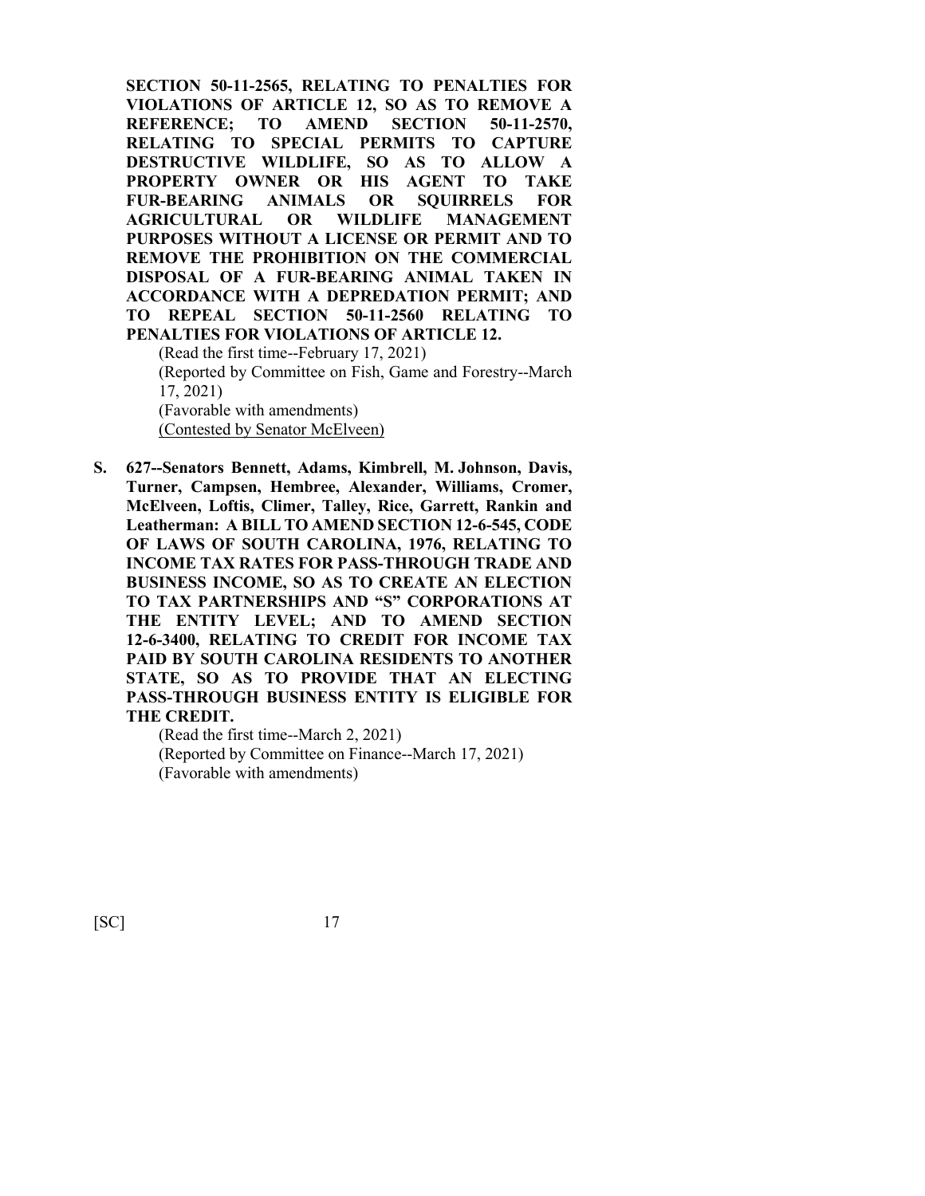**SECTION 50-11-2565, RELATING TO PENALTIES FOR VIOLATIONS OF ARTICLE 12, SO AS TO REMOVE A REFERENCE; TO AMEND SECTION 50-11-2570, RELATING TO SPECIAL PERMITS TO CAPTURE DESTRUCTIVE WILDLIFE, SO AS TO ALLOW A PROPERTY OWNER OR HIS AGENT TO TAKE FUR-BEARING ANIMALS OR SQUIRRELS FOR AGRICULTURAL OR WILDLIFE MANAGEMENT PURPOSES WITHOUT A LICENSE OR PERMIT AND TO REMOVE THE PROHIBITION ON THE COMMERCIAL DISPOSAL OF A FUR-BEARING ANIMAL TAKEN IN ACCORDANCE WITH A DEPREDATION PERMIT; AND TO REPEAL SECTION 50-11-2560 RELATING TO PENALTIES FOR VIOLATIONS OF ARTICLE 12.**

(Read the first time--February 17, 2021)
(Reported by Committee on Fish, Game and Forestry--March 17, 2021)
(Favorable with amendments)
<u>(Contested by Senator McElveen)</u>

**S. 627--Senators Bennett, Adams, Kimbrell, M. Johnson, Davis, Turner, Campsen, Hembree, Alexander, Williams, Cromer, McElveen, Loftis, Climer, Talley, Rice, Garrett, Rankin and Leatherman: A BILL TO AMEND SECTION 12-6-545, CODE OF LAWS OF SOUTH CAROLINA, 1976, RELATING TO INCOME TAX RATES FOR PASS-THROUGH TRADE AND BUSINESS INCOME, SO AS TO CREATE AN ELECTION TO TAX PARTNERSHIPS AND "S" CORPORATIONS AT THE ENTITY LEVEL; AND TO AMEND SECTION 12-6-3400, RELATING TO CREDIT FOR INCOME TAX PAID BY SOUTH CAROLINA RESIDENTS TO ANOTHER STATE, SO AS TO PROVIDE THAT AN ELECTING PASS-THROUGH BUSINESS ENTITY IS ELIGIBLE FOR THE CREDIT.**

(Read the first time--March 2, 2021)
(Reported by Committee on Finance--March 17, 2021)
(Favorable with amendments)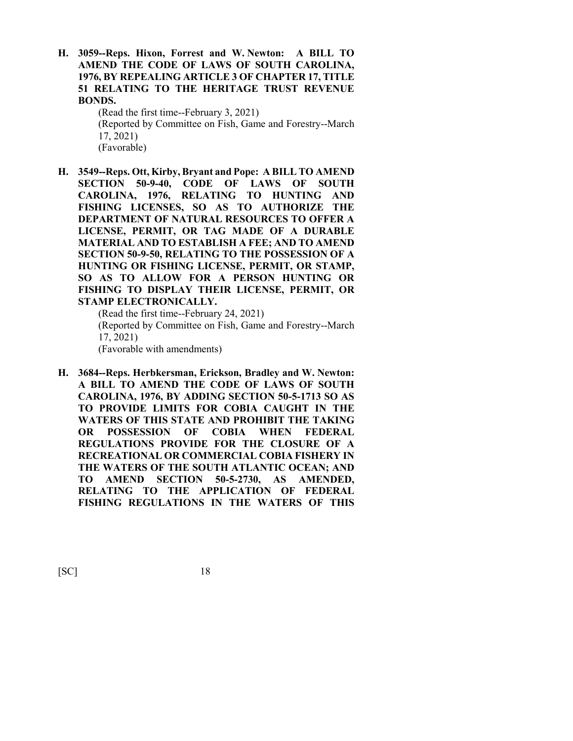**H. 3059--Reps. Hixon, Forrest and W. Newton: A BILL TO AMEND THE CODE OF LAWS OF SOUTH CAROLINA, 1976, BY REPEALING ARTICLE 3 OF CHAPTER 17, TITLE 51 RELATING TO THE HERITAGE TRUST REVENUE BONDS.**

(Read the first time--February 3, 2021)
(Reported by Committee on Fish, Game and Forestry--March 17, 2021)
(Favorable)

**H. 3549--Reps. Ott, Kirby, Bryant and Pope: A BILL TO AMEND SECTION 50-9-40, CODE OF LAWS OF SOUTH CAROLINA, 1976, RELATING TO HUNTING AND FISHING LICENSES, SO AS TO AUTHORIZE THE DEPARTMENT OF NATURAL RESOURCES TO OFFER A LICENSE, PERMIT, OR TAG MADE OF A DURABLE MATERIAL AND TO ESTABLISH A FEE; AND TO AMEND SECTION 50-9-50, RELATING TO THE POSSESSION OF A HUNTING OR FISHING LICENSE, PERMIT, OR STAMP, SO AS TO ALLOW FOR A PERSON HUNTING OR FISHING TO DISPLAY THEIR LICENSE, PERMIT, OR STAMP ELECTRONICALLY.**

(Read the first time--February 24, 2021)
(Reported by Committee on Fish, Game and Forestry--March 17, 2021)
(Favorable with amendments)

**H. 3684--Reps. Herbkersman, Erickson, Bradley and W. Newton: A BILL TO AMEND THE CODE OF LAWS OF SOUTH CAROLINA, 1976, BY ADDING SECTION 50-5-1713 SO AS TO PROVIDE LIMITS FOR COBIA CAUGHT IN THE WATERS OF THIS STATE AND PROHIBIT THE TAKING OR POSSESSION OF COBIA WHEN FEDERAL REGULATIONS PROVIDE FOR THE CLOSURE OF A RECREATIONAL OR COMMERCIAL COBIA FISHERY IN THE WATERS OF THE SOUTH ATLANTIC OCEAN; AND TO AMEND SECTION 50-5-2730, AS AMENDED, RELATING TO THE APPLICATION OF FEDERAL FISHING REGULATIONS IN THE WATERS OF THIS**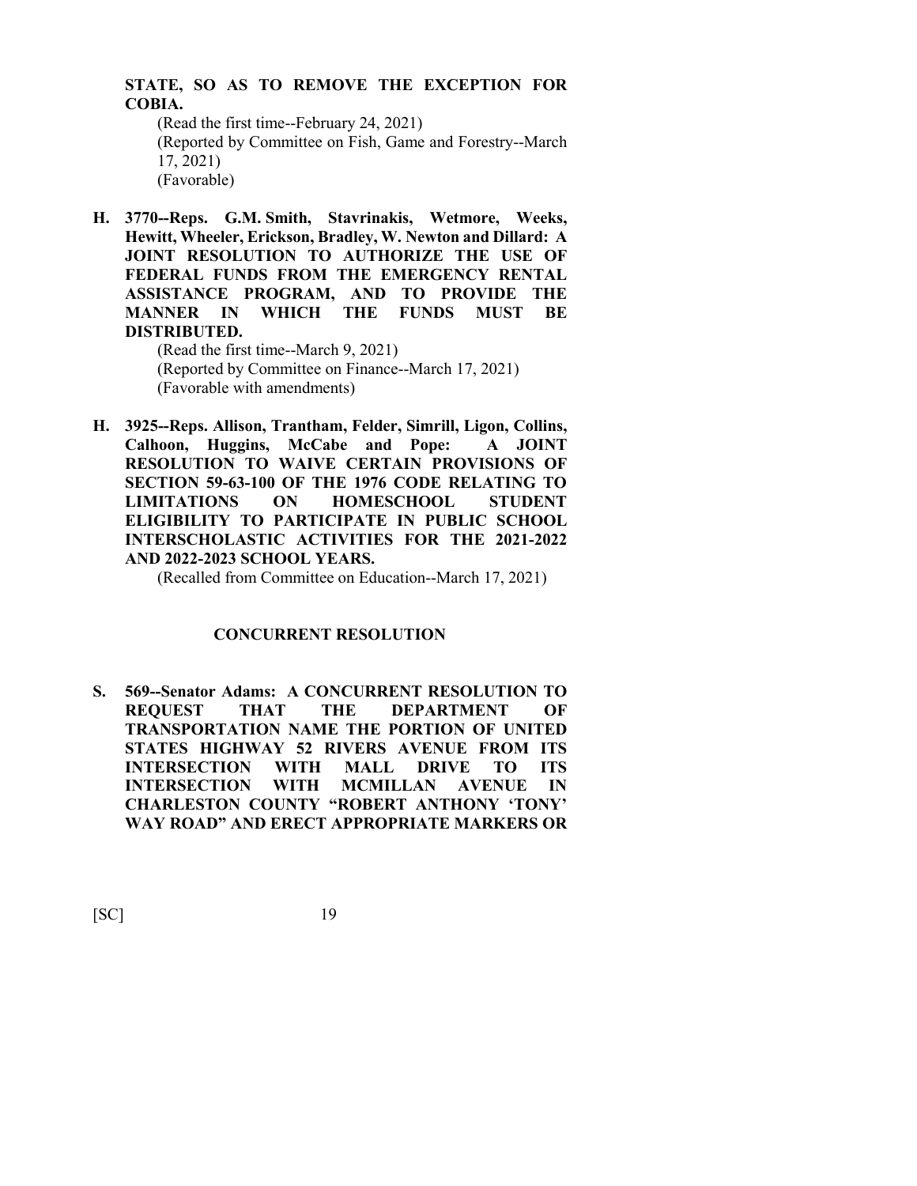**STATE, SO AS TO REMOVE THE EXCEPTION FOR COBIA.**

(Read the first time--February 24, 2021)
(Reported by Committee on Fish, Game and Forestry--March 17, 2021)
(Favorable)

**H. 3770--Reps. G.M. Smith, Stavrinakis, Wetmore, Weeks, Hewitt, Wheeler, Erickson, Bradley, W. Newton and Dillard: A JOINT RESOLUTION TO AUTHORIZE THE USE OF FEDERAL FUNDS FROM THE EMERGENCY RENTAL ASSISTANCE PROGRAM, AND TO PROVIDE THE MANNER IN WHICH THE FUNDS MUST BE DISTRIBUTED.**

(Read the first time--March 9, 2021)
(Reported by Committee on Finance--March 17, 2021)
(Favorable with amendments)

**H. 3925--Reps. Allison, Trantham, Felder, Simrill, Ligon, Collins, Calhoon, Huggins, McCabe and Pope: A JOINT RESOLUTION TO WAIVE CERTAIN PROVISIONS OF SECTION 59-63-100 OF THE 1976 CODE RELATING TO LIMITATIONS ON HOMESCHOOL STUDENT ELIGIBILITY TO PARTICIPATE IN PUBLIC SCHOOL INTERSCHOLASTIC ACTIVITIES FOR THE 2021-2022 AND 2022-2023 SCHOOL YEARS.**

(Recalled from Committee on Education--March 17, 2021)

## CONCURRENT RESOLUTION

**S. 569--Senator Adams: A CONCURRENT RESOLUTION TO REQUEST THAT THE DEPARTMENT OF TRANSPORTATION NAME THE PORTION OF UNITED STATES HIGHWAY 52 RIVERS AVENUE FROM ITS INTERSECTION WITH MALL DRIVE TO ITS INTERSECTION WITH MCMILLAN AVENUE IN CHARLESTON COUNTY "ROBERT ANTHONY 'TONY' WAY ROAD" AND ERECT APPROPRIATE MARKERS OR**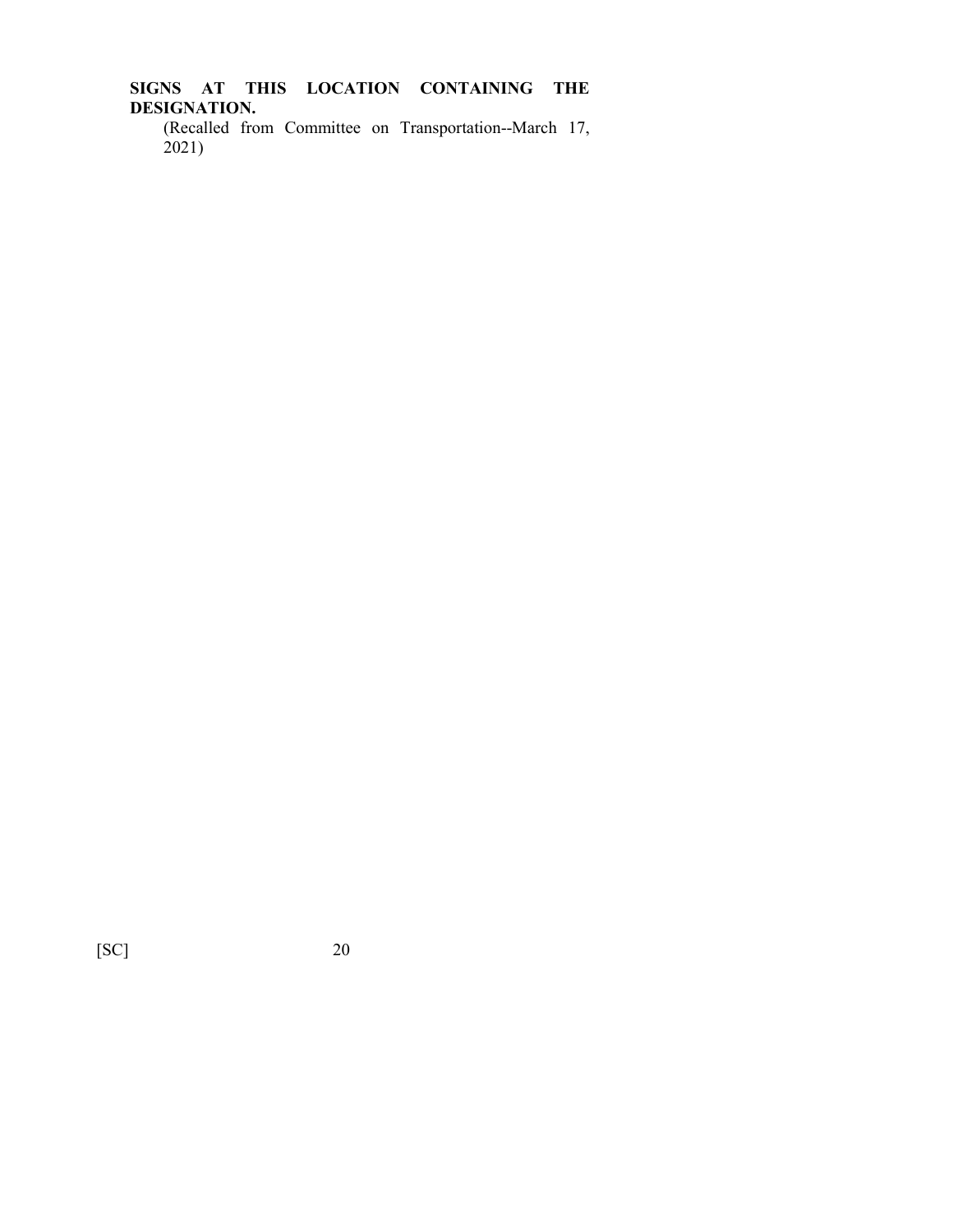**SIGNS AT THIS LOCATION CONTAINING THE DESIGNATION.**

(Recalled from Committee on Transportation--March 17, 2021)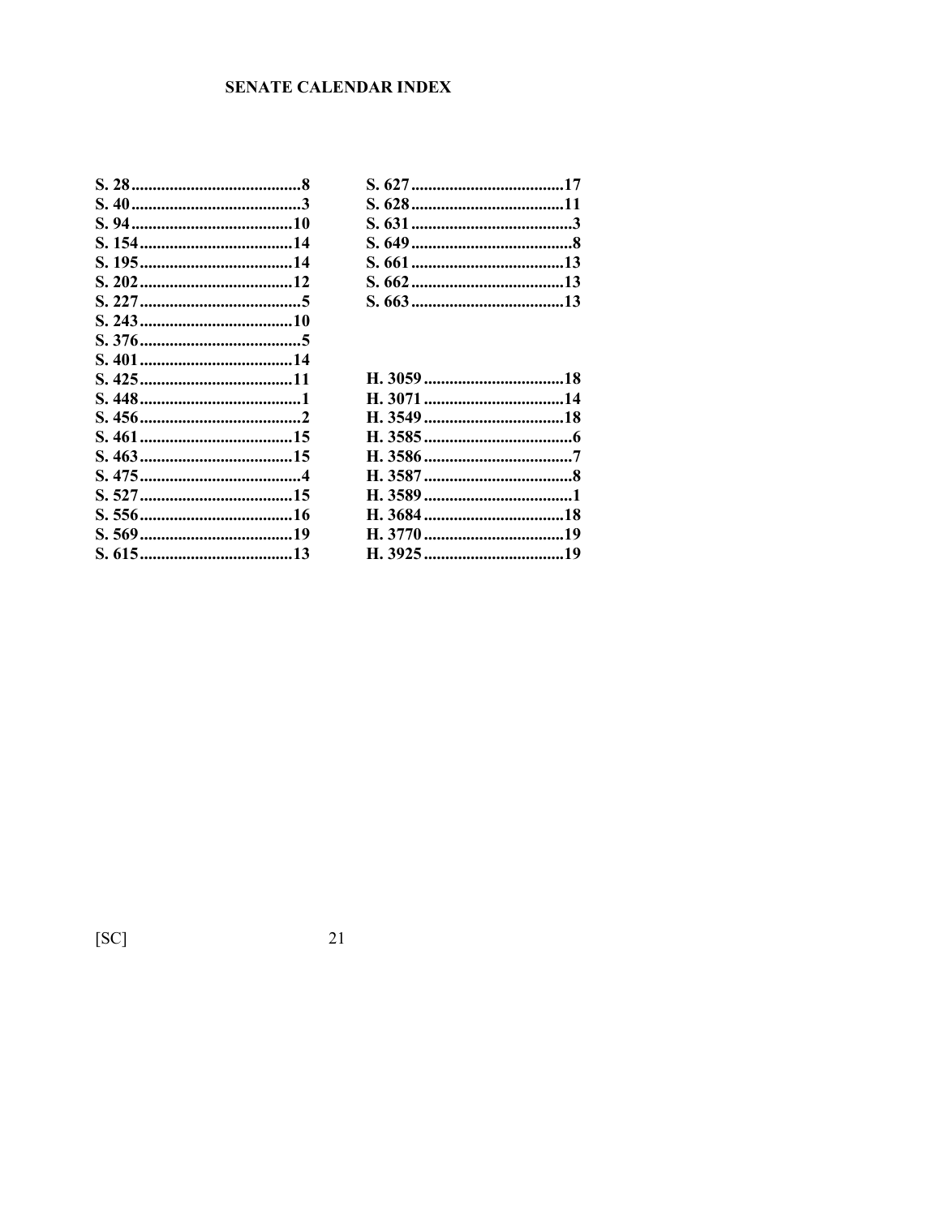**SENATE CALENDAR INDEX**

**S. 28.......................................8**
**S. 40.......................................3**
**S. 94.....................................10**
**S. 154...................................14**
**S. 195...................................14**
**S. 202...................................12**
**S. 227.....................................5**
**S. 243...................................10**
**S. 376.....................................5**
**S. 401...................................14**
**S. 425...................................11**
**S. 448.....................................1**
**S. 456.....................................2**
**S. 461...................................15**
**S. 463...................................15**
**S. 475.....................................4**
**S. 527...................................15**
**S. 556...................................16**
**S. 569...................................19**
**S. 615...................................13**
**S. 627...................................17**
**S. 628...................................11**
**S. 631.....................................3**
**S. 649.....................................8**
**S. 661...................................13**
**S. 662...................................13**
**S. 663...................................13**

**H. 3059................................18**
**H. 3071................................14**
**H. 3549................................18**
**H. 3585..................................6**
**H. 3586..................................7**
**H. 3587..................................8**
**H. 3589..................................1**
**H. 3684................................18**
**H. 3770................................19**
**H. 3925................................19**

[SC]